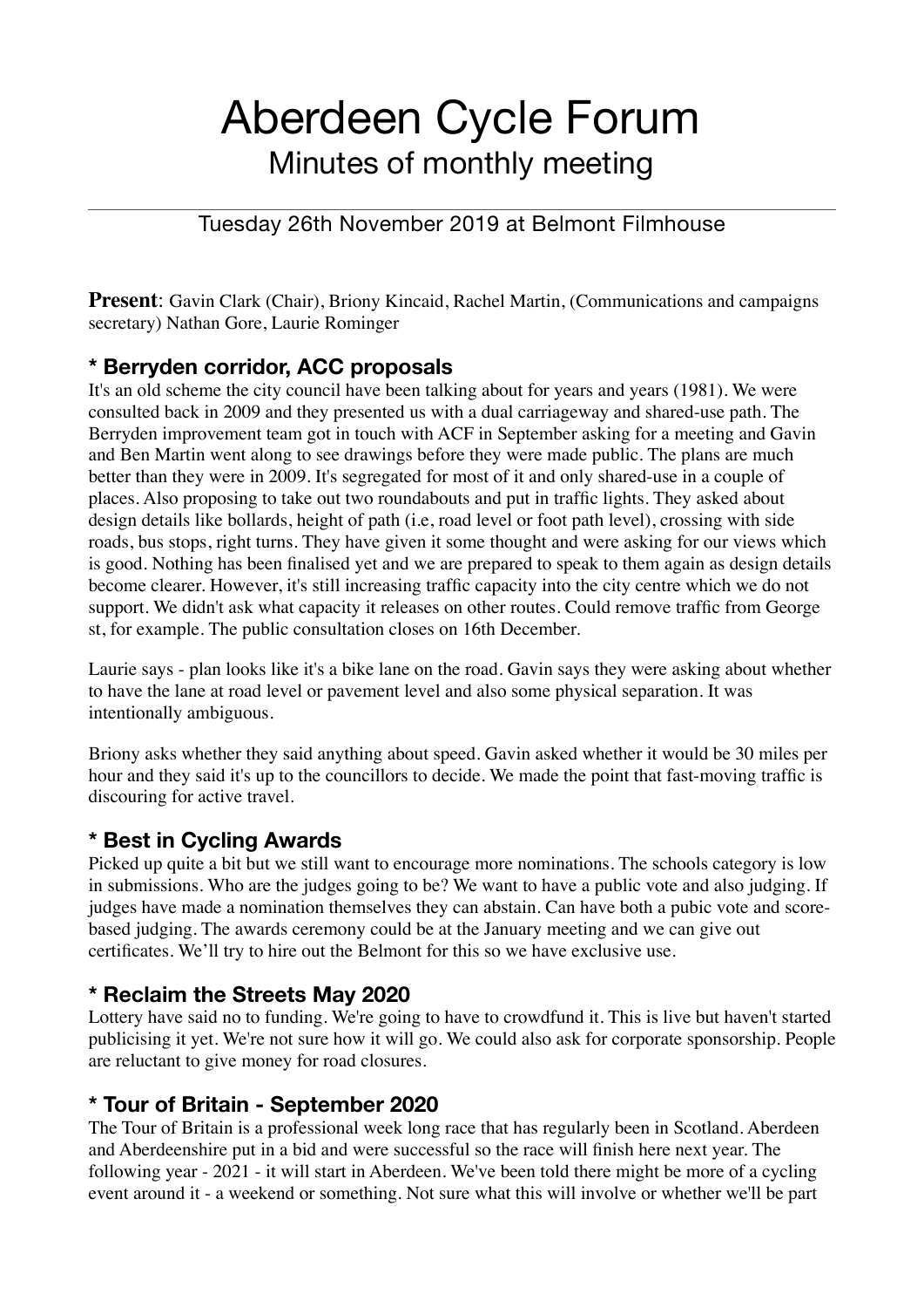# Aberdeen Cycle Forum

## Minutes of monthly meeting

Tuesday 26th November 2019 at Belmont Filmhouse

**Present**: Gavin Clark (Chair), Briony Kincaid, Rachel Martin, (Communications and campaigns secretary) Nathan Gore, Laurie Rominger

### * Berryden corridor, ACC proposals

It's an old scheme the city council have been talking about for years and years (1981). We were consulted back in 2009 and they presented us with a dual carriageway and shared-use path. The Berryden improvement team got in touch with ACF in September asking for a meeting and Gavin and Ben Martin went along to see drawings before they were made public. The plans are much better than they were in 2009. It's segregated for most of it and only shared-use in a couple of places. Also proposing to take out two roundabouts and put in traffic lights. They asked about design details like bollards, height of path (i.e, road level or foot path level), crossing with side roads, bus stops, right turns. They have given it some thought and were asking for our views which is good. Nothing has been finalised yet and we are prepared to speak to them again as design details become clearer. However, it's still increasing traffic capacity into the city centre which we do not support. We didn't ask what capacity it releases on other routes. Could remove traffic from George st, for example. The public consultation closes on 16th December.

Laurie says - plan looks like it's a bike lane on the road. Gavin says they were asking about whether to have the lane at road level or pavement level and also some physical separation. It was intentionally ambiguous.

Briony asks whether they said anything about speed. Gavin asked whether it would be 30 miles per hour and they said it's up to the councillors to decide. We made the point that fast-moving traffic is discouring for active travel.

### * Best in Cycling Awards

Picked up quite a bit but we still want to encourage more nominations. The schools category is low in submissions. Who are the judges going to be? We want to have a public vote and also judging. If judges have made a nomination themselves they can abstain. Can have both a pubic vote and score-based judging. The awards ceremony could be at the January meeting and we can give out certificates. We'll try to hire out the Belmont for this so we have exclusive use.

### * Reclaim the Streets May 2020

Lottery have said no to funding. We're going to have to crowdfund it. This is live but haven't started publicising it yet. We're not sure how it will go. We could also ask for corporate sponsorship. People are reluctant to give money for road closures.

### * Tour of Britain - September 2020

The Tour of Britain is a professional week long race that has regularly been in Scotland. Aberdeen and Aberdeenshire put in a bid and were successful so the race will finish here next year. The following year - 2021 - it will start in Aberdeen. We've been told there might be more of a cycling event around it - a weekend or something. Not sure what this will involve or whether we'll be part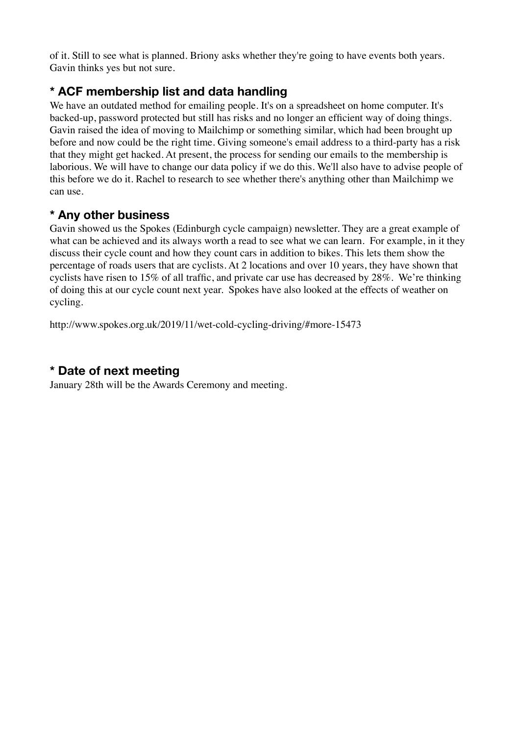of it. Still to see what is planned. Briony asks whether they're going to have events both years. Gavin thinks yes but not sure.

### * ACF membership list and data handling

We have an outdated method for emailing people. It's on a spreadsheet on home computer. It's backed-up, password protected but still has risks and no longer an efficient way of doing things. Gavin raised the idea of moving to Mailchimp or something similar, which had been brought up before and now could be the right time. Giving someone's email address to a third-party has a risk that they might get hacked. At present, the process for sending our emails to the membership is laborious. We will have to change our data policy if we do this. We'll also have to advise people of this before we do it. Rachel to research to see whether there's anything other than Mailchimp we can use.

### * Any other business

Gavin showed us the Spokes (Edinburgh cycle campaign) newsletter. They are a great example of what can be achieved and its always worth a read to see what we can learn. For example, in it they discuss their cycle count and how they count cars in addition to bikes. This lets them show the percentage of roads users that are cyclists. At 2 locations and over 10 years, they have shown that cyclists have risen to 15% of all traffic, and private car use has decreased by 28%. We're thinking of doing this at our cycle count next year. Spokes have also looked at the effects of weather on cycling.

http://www.spokes.org.uk/2019/11/wet-cold-cycling-driving/#more-15473

### * Date of next meeting

January 28th will be the Awards Ceremony and meeting.